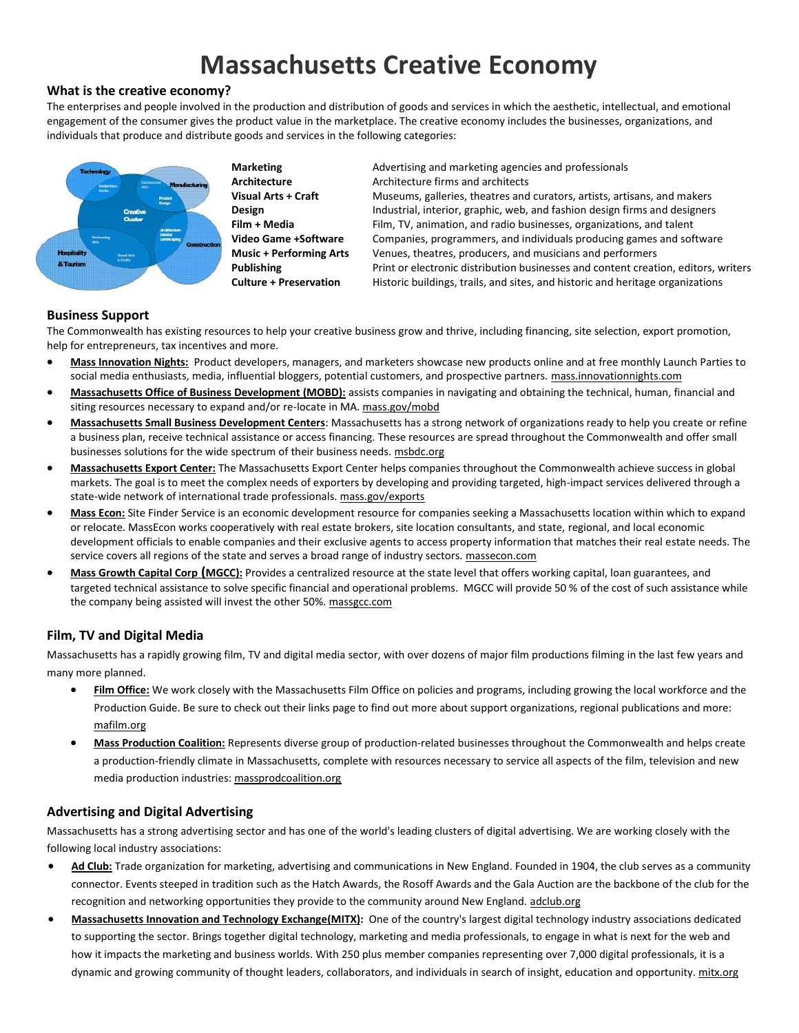# Massachusetts Creative Economy

## What is the creative economy?

The enterprises and people involved in the production and distribution of goods and services in which the aesthetic, intellectual, and emotional engagement of the consumer gives the product value in the marketplace. The creative economy includes the businesses, organizations, and individuals that produce and distribute goods and services in the following categories:

| | |
|---|---|
| **Marketing** | Advertising and marketing agencies and professionals |
| **Architecture** | Architecture firms and architects |
| **Visual Arts + Craft** | Museums, galleries, theatres and curators, artists, artisans, and makers |
| **Design** | Industrial, interior, graphic, web, and fashion design firms and designers |
| **Film + Media** | Film, TV, animation, and radio businesses, organizations, and talent |
| **Video Game +Software** | Companies, programmers, and individuals producing games and software |
| **Music + Performing Arts** | Venues, theatres, producers, and musicians and performers |
| **Publishing** | Print or electronic distribution businesses and content creation, editors, writers |
| **Culture + Preservation** | Historic buildings, trails, and sites, and historic and heritage organizations |

## Business Support

The Commonwealth has existing resources to help your creative business grow and thrive, including financing, site selection, export promotion, help for entrepreneurs, tax incentives and more.

- **Mass Innovation Nights:** Product developers, managers, and marketers showcase new products online and at free monthly Launch Parties to social media enthusiasts, media, influential bloggers, potential customers, and prospective partners. mass.innovationnights.com
- **Massachusetts Office of Business Development (MOBD):** assists companies in navigating and obtaining the technical, human, financial and siting resources necessary to expand and/or re-locate in MA. mass.gov/mobd
- **Massachusetts Small Business Development Centers**: Massachusetts has a strong network of organizations ready to help you create or refine a business plan, receive technical assistance or access financing. These resources are spread throughout the Commonwealth and offer small businesses solutions for the wide spectrum of their business needs. msbdc.org
- **Massachusetts Export Center:** The Massachusetts Export Center helps companies throughout the Commonwealth achieve success in global markets. The goal is to meet the complex needs of exporters by developing and providing targeted, high-impact services delivered through a state-wide network of international trade professionals. mass.gov/exports
- **Mass Econ:** Site Finder Service is an economic development resource for companies seeking a Massachusetts location within which to expand or relocate. MassEcon works cooperatively with real estate brokers, site location consultants, and state, regional, and local economic development officials to enable companies and their exclusive agents to access property information that matches their real estate needs. The service covers all regions of the state and serves a broad range of industry sectors. massecon.com
- **Mass Growth Capital Corp (MGCC):** Provides a centralized resource at the state level that offers working capital, loan guarantees, and targeted technical assistance to solve specific financial and operational problems. MGCC will provide 50 % of the cost of such assistance while the company being assisted will invest the other 50%. massgcc.com

## Film, TV and Digital Media

Massachusetts has a rapidly growing film, TV and digital media sector, with over dozens of major film productions filming in the last few years and many more planned.

- **Film Office:** We work closely with the Massachusetts Film Office on policies and programs, including growing the local workforce and the Production Guide. Be sure to check out their links page to find out more about support organizations, regional publications and more: mafilm.org
- **Mass Production Coalition:** Represents diverse group of production-related businesses throughout the Commonwealth and helps create a production-friendly climate in Massachusetts, complete with resources necessary to service all aspects of the film, television and new media production industries: massprodcoalition.org

## Advertising and Digital Advertising

Massachusetts has a strong advertising sector and has one of the world's leading clusters of digital advertising. We are working closely with the following local industry associations:

- **Ad Club:** Trade organization for marketing, advertising and communications in New England. Founded in 1904, the club serves as a community connector. Events steeped in tradition such as the Hatch Awards, the Rosoff Awards and the Gala Auction are the backbone of the club for the recognition and networking opportunities they provide to the community around New England. adclub.org
- **Massachusetts Innovation and Technology Exchange(MITX):** One of the country's largest digital technology industry associations dedicated to supporting the sector. Brings together digital technology, marketing and media professionals, to engage in what is next for the web and how it impacts the marketing and business worlds. With 250 plus member companies representing over 7,000 digital professionals, it is a dynamic and growing community of thought leaders, collaborators, and individuals in search of insight, education and opportunity. mitx.org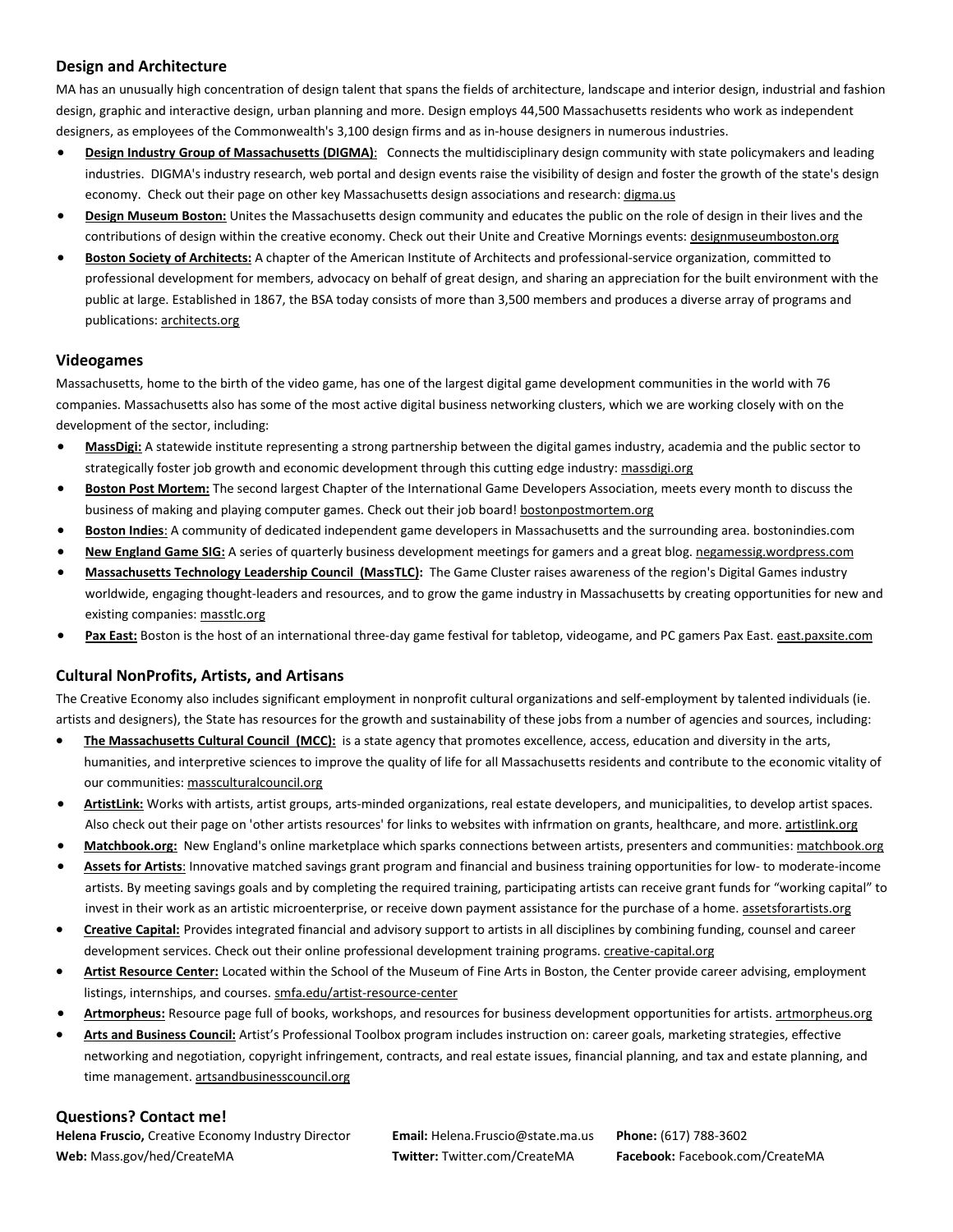### Design and Architecture

MA has an unusually high concentration of design talent that spans the fields of architecture, landscape and interior design, industrial and fashion design, graphic and interactive design, urban planning and more. Design employs 44,500 Massachusetts residents who work as independent designers, as employees of the Commonwealth's 3,100 design firms and as in-house designers in numerous industries.

- **Design Industry Group of Massachusetts (DIGMA)**: Connects the multidisciplinary design community with state policymakers and leading industries. DIGMA's industry research, web portal and design events raise the visibility of design and foster the growth of the state's design economy. Check out their page on other key Massachusetts design associations and research: digma.us
- **Design Museum Boston:** Unites the Massachusetts design community and educates the public on the role of design in their lives and the contributions of design within the creative economy. Check out their Unite and Creative Mornings events: designmuseumboston.org
- **Boston Society of Architects:** A chapter of the American Institute of Architects and professional-service organization, committed to professional development for members, advocacy on behalf of great design, and sharing an appreciation for the built environment with the public at large. Established in 1867, the BSA today consists of more than 3,500 members and produces a diverse array of programs and publications: architects.org

### Videogames

Massachusetts, home to the birth of the video game, has one of the largest digital game development communities in the world with 76 companies. Massachusetts also has some of the most active digital business networking clusters, which we are working closely with on the development of the sector, including:

- **MassDigi:** A statewide institute representing a strong partnership between the digital games industry, academia and the public sector to strategically foster job growth and economic development through this cutting edge industry: massdigi.org
- **Boston Post Mortem:** The second largest Chapter of the International Game Developers Association, meets every month to discuss the business of making and playing computer games. Check out their job board! bostonpostmortem.org
- **Boston Indies**: A community of dedicated independent game developers in Massachusetts and the surrounding area. bostonindies.com
- **New England Game SIG:** A series of quarterly business development meetings for gamers and a great blog. negamessig.wordpress.com
- **Massachusetts Technology Leadership Council (MassTLC):** The Game Cluster raises awareness of the region's Digital Games industry worldwide, engaging thought-leaders and resources, and to grow the game industry in Massachusetts by creating opportunities for new and existing companies: masstlc.org
- **Pax East:** Boston is the host of an international three-day game festival for tabletop, videogame, and PC gamers Pax East. east.paxsite.com

### Cultural NonProfits, Artists, and Artisans

The Creative Economy also includes significant employment in nonprofit cultural organizations and self-employment by talented individuals (ie. artists and designers), the State has resources for the growth and sustainability of these jobs from a number of agencies and sources, including:

- **The Massachusetts Cultural Council (MCC):** is a state agency that promotes excellence, access, education and diversity in the arts, humanities, and interpretive sciences to improve the quality of life for all Massachusetts residents and contribute to the economic vitality of our communities: massculturalcouncil.org
- **ArtistLink:** Works with artists, artist groups, arts-minded organizations, real estate developers, and municipalities, to develop artist spaces. Also check out their page on 'other artists resources' for links to websites with infrmation on grants, healthcare, and more. artistlink.org
- **Matchbook.org:** New England's online marketplace which sparks connections between artists, presenters and communities: matchbook.org
- **Assets for Artists**: Innovative matched savings grant program and financial and business training opportunities for low- to moderate-income artists. By meeting savings goals and by completing the required training, participating artists can receive grant funds for "working capital" to invest in their work as an artistic microenterprise, or receive down payment assistance for the purchase of a home. assetsforartists.org
- **Creative Capital:** Provides integrated financial and advisory support to artists in all disciplines by combining funding, counsel and career development services. Check out their online professional development training programs. creative-capital.org
- **Artist Resource Center:** Located within the School of the Museum of Fine Arts in Boston, the Center provide career advising, employment listings, internships, and courses. smfa.edu/artist-resource-center
- **Artmorpheus:** Resource page full of books, workshops, and resources for business development opportunities for artists. artmorpheus.org
- **Arts and Business Council:** Artist's Professional Toolbox program includes instruction on: career goals, marketing strategies, effective networking and negotiation, copyright infringement, contracts, and real estate issues, financial planning, and tax and estate planning, and time management. artsandbusinesscouncil.org

### Questions? Contact me!

**Helena Fruscio,** Creative Economy Industry Director
**Email:** Helena.Fruscio@state.ma.us
**Phone:** (617) 788-3602
**Web:** Mass.gov/hed/CreateMA
**Twitter:** Twitter.com/CreateMA
**Facebook:** Facebook.com/CreateMA